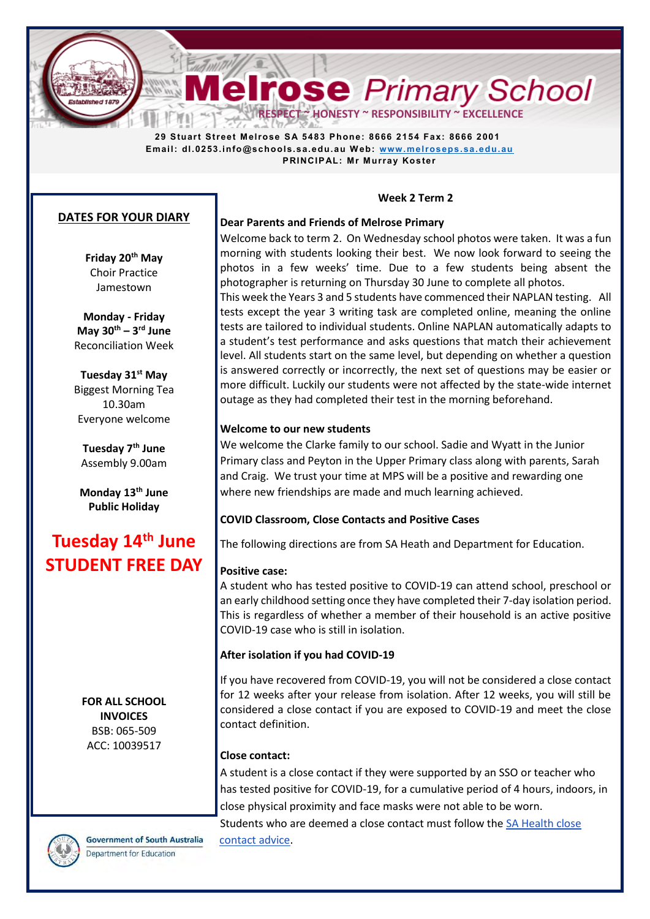# Melrose Primary School

RESPECT ~ HONESTY ~ RESPONSIBILITY ~ EXCELLENCE

**29 Stuart Street Melrose SA 5483 Phone: 8666 2154 Fax: 8666 2001**
**Email: dl.0253.info@schools.sa.edu.au Web: [www.meloseps.sa.edu.au](http://www.melroseps.sa.edu.au)**
**PRINCIPAL: Mr Murray Koster**

## DATES FOR YOUR DIARY

**Friday 20th May**
Choir Practice
Jamestown

**Monday - Friday**
**May 30th – 3rd June**
Reconciliation Week

**Tuesday 31st May**
Biggest Morning Tea
10.30am
Everyone welcome

**Tuesday 7th June**
Assembly 9.00am

**Monday 13th June**
**Public Holiday**

**Tuesday 14th June**
**STUDENT FREE DAY**

**FOR ALL SCHOOL INVOICES**
BSB: 065-509
ACC: 10039517

Government of South Australia
Department for Education

**Week 2 Term 2**

**Dear Parents and Friends of Melrose Primary**

Welcome back to term 2. On Wednesday school photos were taken. It was a fun morning with students looking their best. We now look forward to seeing the photos in a few weeks' time. Due to a few students being absent the photographer is returning on Thursday 30 June to complete all photos.

This week the Years 3 and 5 students have commenced their NAPLAN testing. All tests except the year 3 writing task are completed online, meaning the online tests are tailored to individual students. Online NAPLAN automatically adapts to a student's test performance and asks questions that match their achievement level. All students start on the same level, but depending on whether a question is answered correctly or incorrectly, the next set of questions may be easier or more difficult. Luckily our students were not affected by the state-wide internet outage as they had completed their test in the morning beforehand.

**Welcome to our new students**

We welcome the Clarke family to our school. Sadie and Wyatt in the Junior Primary class and Peyton in the Upper Primary class along with parents, Sarah and Craig. We trust your time at MPS will be a positive and rewarding one where new friendships are made and much learning achieved.

**COVID Classroom, Close Contacts and Positive Cases**

The following directions are from SA Heath and Department for Education.

**Positive case:**

A student who has tested positive to COVID-19 can attend school, preschool or an early childhood setting once they have completed their 7-day isolation period. This is regardless of whether a member of their household is an active positive COVID-19 case who is still in isolation.

**After isolation if you had COVID-19**

If you have recovered from COVID-19, you will not be considered a close contact for 12 weeks after your release from isolation. After 12 weeks, you will still be considered a close contact if you are exposed to COVID-19 and meet the close contact definition.

**Close contact:**

A student is a close contact if they were supported by an SSO or teacher who has tested positive for COVID-19, for a cumulative period of 4 hours, indoors, in close physical proximity and face masks were not able to be worn.

Students who are deemed a close contact must follow the SA Health close contact advice.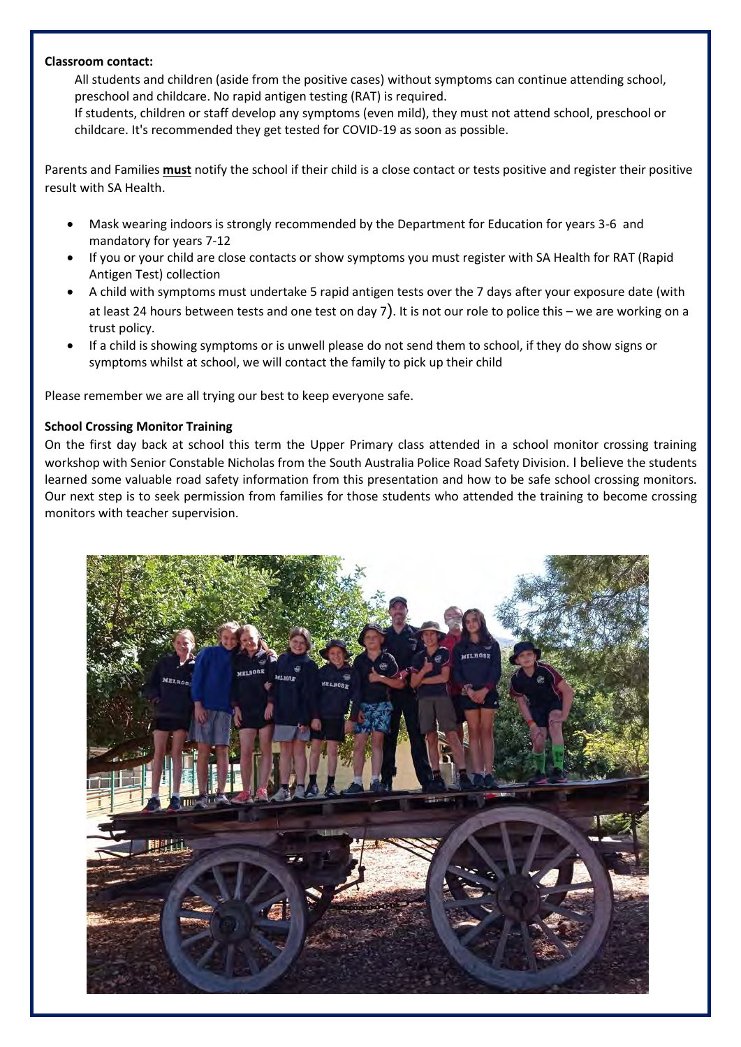**Classroom contact:**

All students and children (aside from the positive cases) without symptoms can continue attending school, preschool and childcare. No rapid antigen testing (RAT) is required.
If students, children or staff develop any symptoms (even mild), they must not attend school, preschool or childcare. It's recommended they get tested for COVID-19 as soon as possible.

Parents and Families **must** notify the school if their child is a close contact or tests positive and register their positive result with SA Health.

- Mask wearing indoors is strongly recommended by the Department for Education for years 3-6 and mandatory for years 7-12
- If you or your child are close contacts or show symptoms you must register with SA Health for RAT (Rapid Antigen Test) collection
- A child with symptoms must undertake 5 rapid antigen tests over the 7 days after your exposure date (with at least 24 hours between tests and one test on day 7). It is not our role to police this – we are working on a trust policy.
- If a child is showing symptoms or is unwell please do not send them to school, if they do show signs or symptoms whilst at school, we will contact the family to pick up their child

Please remember we are all trying our best to keep everyone safe.

**School Crossing Monitor Training**

On the first day back at school this term the Upper Primary class attended in a school monitor crossing training workshop with Senior Constable Nicholas from the South Australia Police Road Safety Division. I believe the students learned some valuable road safety information from this presentation and how to be safe school crossing monitors. Our next step is to seek permission from families for those students who attended the training to become crossing monitors with teacher supervision.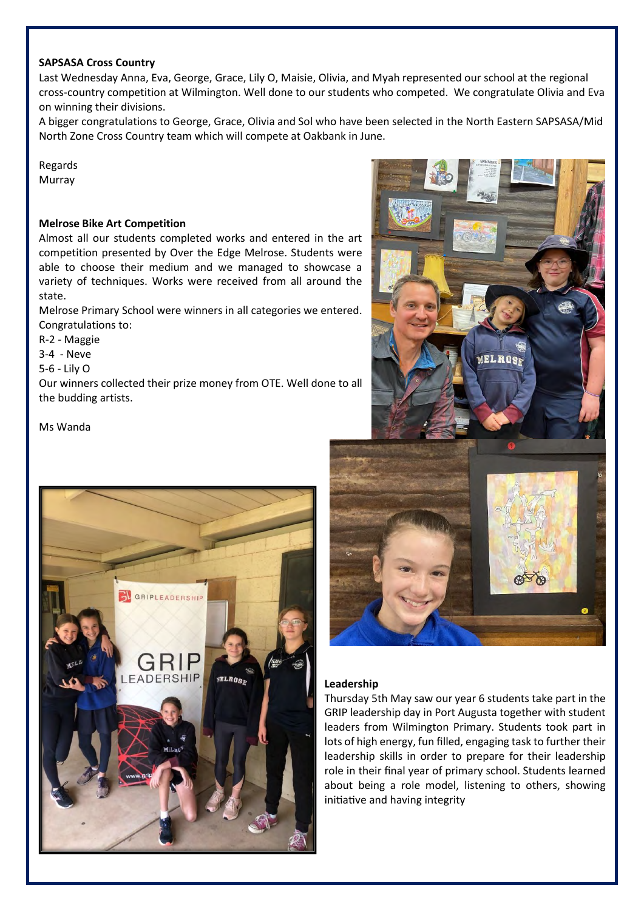**SAPSASA Cross Country**

Last Wednesday Anna, Eva, George, Grace, Lily O, Maisie, Olivia, and Myah represented our school at the regional cross-country competition at Wilmington. Well done to our students who competed. We congratulate Olivia and Eva on winning their divisions.

A bigger congratulations to George, Grace, Olivia and Sol who have been selected in the North Eastern SAPSASA/Mid North Zone Cross Country team which will compete at Oakbank in June.

Regards
Murray

**Melrose Bike Art Competition**

Almost all our students completed works and entered in the art competition presented by Over the Edge Melrose. Students were able to choose their medium and we managed to showcase a variety of techniques. Works were received from all around the state.

Melrose Primary School were winners in all categories we entered. Congratulations to:

R-2 - Maggie
3-4 - Neve
5-6 - Lily O

Our winners collected their prize money from OTE. Well done to all the budding artists.

Ms Wanda

**Leadership**

Thursday 5th May saw our year 6 students take part in the GRIP leadership day in Port Augusta together with student leaders from Wilmington Primary. Students took part in lots of high energy, fun filled, engaging task to further their leadership skills in order to prepare for their leadership role in their final year of primary school. Students learned about being a role model, listening to others, showing initiative and having integrity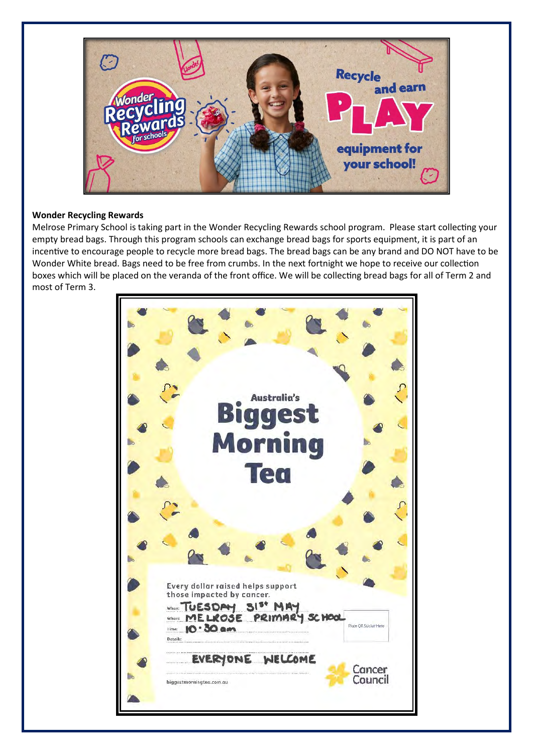**Wonder Recycling Rewards**

Melrose Primary School is taking part in the Wonder Recycling Rewards school program. Please start collecting your empty bread bags. Through this program schools can exchange bread bags for sports equipment, it is part of an incentive to encourage people to recycle more bread bags. The bread bags can be any brand and DO NOT have to be Wonder White bread. Bags need to be free from crumbs. In the next fortnight we hope to receive our collection boxes which will be placed on the veranda of the front office. We will be collecting bread bags for all of Term 2 and most of Term 3.